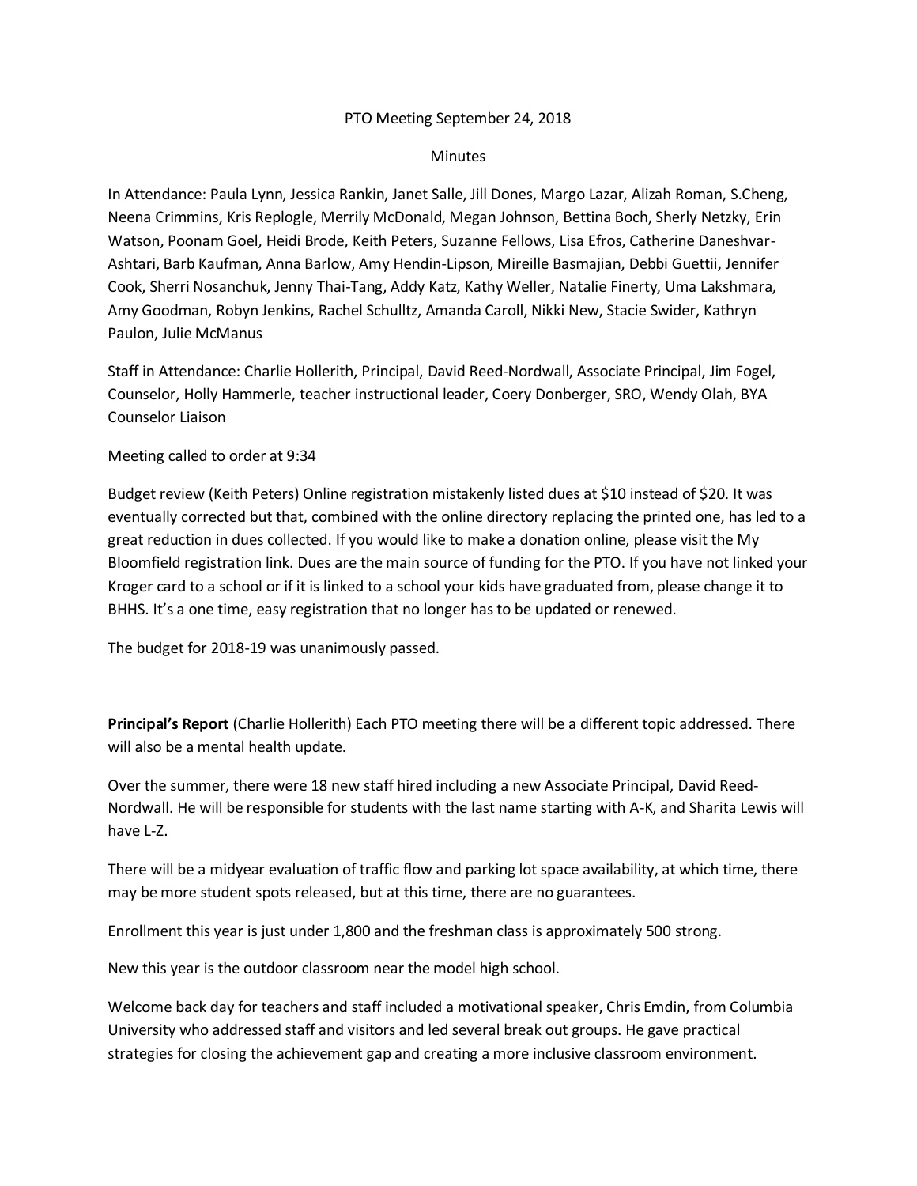PTO Meeting September 24, 2018

Minutes

In Attendance: Paula Lynn, Jessica Rankin, Janet Salle, Jill Dones, Margo Lazar, Alizah Roman, S.Cheng, Neena Crimmins, Kris Replogle, Merrily McDonald, Megan Johnson, Bettina Boch, Sherly Netzky, Erin Watson, Poonam Goel, Heidi Brode, Keith Peters, Suzanne Fellows, Lisa Efros, Catherine Daneshvar-Ashtari, Barb Kaufman, Anna Barlow, Amy Hendin-Lipson, Mireille Basmajian, Debbi Guettii, Jennifer Cook, Sherri Nosanchuk, Jenny Thai-Tang, Addy Katz, Kathy Weller, Natalie Finerty, Uma Lakshmara, Amy Goodman, Robyn Jenkins, Rachel Schulltz, Amanda Caroll, Nikki New, Stacie Swider, Kathryn Paulon, Julie McManus

Staff in Attendance: Charlie Hollerith, Principal, David Reed-Nordwall, Associate Principal, Jim Fogel, Counselor, Holly Hammerle, teacher instructional leader, Coery Donberger, SRO, Wendy Olah, BYA Counselor Liaison

Meeting called to order at 9:34

Budget review (Keith Peters) Online registration mistakenly listed dues at $10 instead of $20. It was eventually corrected but that, combined with the online directory replacing the printed one, has led to a great reduction in dues collected. If you would like to make a donation online, please visit the My Bloomfield registration link. Dues are the main source of funding for the PTO. If you have not linked your Kroger card to a school or if it is linked to a school your kids have graduated from, please change it to BHHS. It's a one time, easy registration that no longer has to be updated or renewed.

The budget for 2018-19 was unanimously passed.

**Principal's Report** (Charlie Hollerith) Each PTO meeting there will be a different topic addressed. There will also be a mental health update.

Over the summer, there were 18 new staff hired including a new Associate Principal, David Reed-Nordwall. He will be responsible for students with the last name starting with A-K, and Sharita Lewis will have L-Z.

There will be a midyear evaluation of traffic flow and parking lot space availability, at which time, there may be more student spots released, but at this time, there are no guarantees.

Enrollment this year is just under 1,800 and the freshman class is approximately 500 strong.

New this year is the outdoor classroom near the model high school.

Welcome back day for teachers and staff included a motivational speaker, Chris Emdin, from Columbia University who addressed staff and visitors and led several break out groups. He gave practical strategies for closing the achievement gap and creating a more inclusive classroom environment.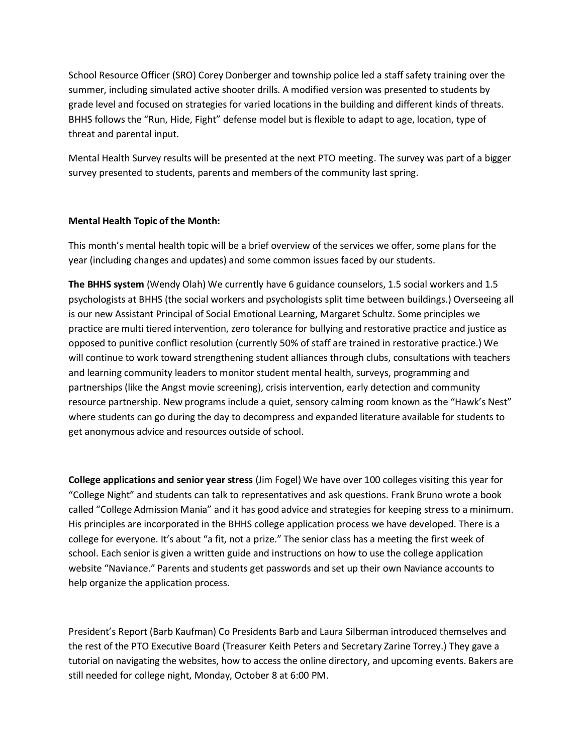School Resource Officer (SRO) Corey Donberger and township police led a staff safety training over the summer, including simulated active shooter drills. A modified version was presented to students by grade level and focused on strategies for varied locations in the building and different kinds of threats. BHHS follows the “Run, Hide, Fight” defense model but is flexible to adapt to age, location, type of threat and parental input.

Mental Health Survey results will be presented at the next PTO meeting. The survey was part of a bigger survey presented to students, parents and members of the community last spring.

**Mental Health Topic of the Month:**

This month’s mental health topic will be a brief overview of the services we offer, some plans for the year (including changes and updates) and some common issues faced by our students.

**The BHHS system** (Wendy Olah) We currently have 6 guidance counselors, 1.5 social workers and 1.5 psychologists at BHHS (the social workers and psychologists split time between buildings.) Overseeing all is our new Assistant Principal of Social Emotional Learning, Margaret Schultz. Some principles we practice are multi tiered intervention, zero tolerance for bullying and restorative practice and justice as opposed to punitive conflict resolution (currently 50% of staff are trained in restorative practice.) We will continue to work toward strengthening student alliances through clubs, consultations with teachers and learning community leaders to monitor student mental health, surveys, programming and partnerships (like the Angst movie screening), crisis intervention, early detection and community resource partnership. New programs include a quiet, sensory calming room known as the “Hawk’s Nest” where students can go during the day to decompress and expanded literature available for students to get anonymous advice and resources outside of school.

**College applications and senior year stress** (Jim Fogel) We have over 100 colleges visiting this year for “College Night” and students can talk to representatives and ask questions. Frank Bruno wrote a book called “College Admission Mania” and it has good advice and strategies for keeping stress to a minimum. His principles are incorporated in the BHHS college application process we have developed. There is a college for everyone. It’s about “a fit, not a prize.” The senior class has a meeting the first week of school. Each senior is given a written guide and instructions on how to use the college application website “Naviance.” Parents and students get passwords and set up their own Naviance accounts to help organize the application process.

President’s Report (Barb Kaufman) Co Presidents Barb and Laura Silberman introduced themselves and the rest of the PTO Executive Board (Treasurer Keith Peters and Secretary Zarine Torrey.) They gave a tutorial on navigating the websites, how to access the online directory, and upcoming events. Bakers are still needed for college night, Monday, October 8 at 6:00 PM.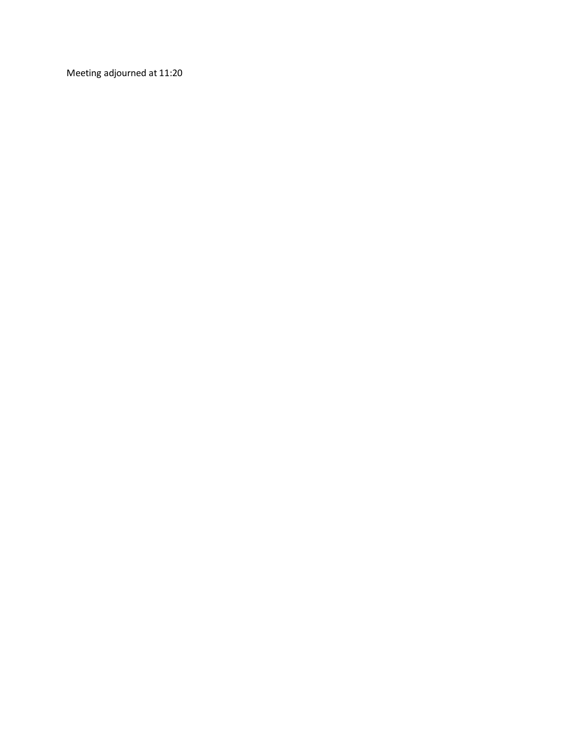Meeting adjourned at 11:20